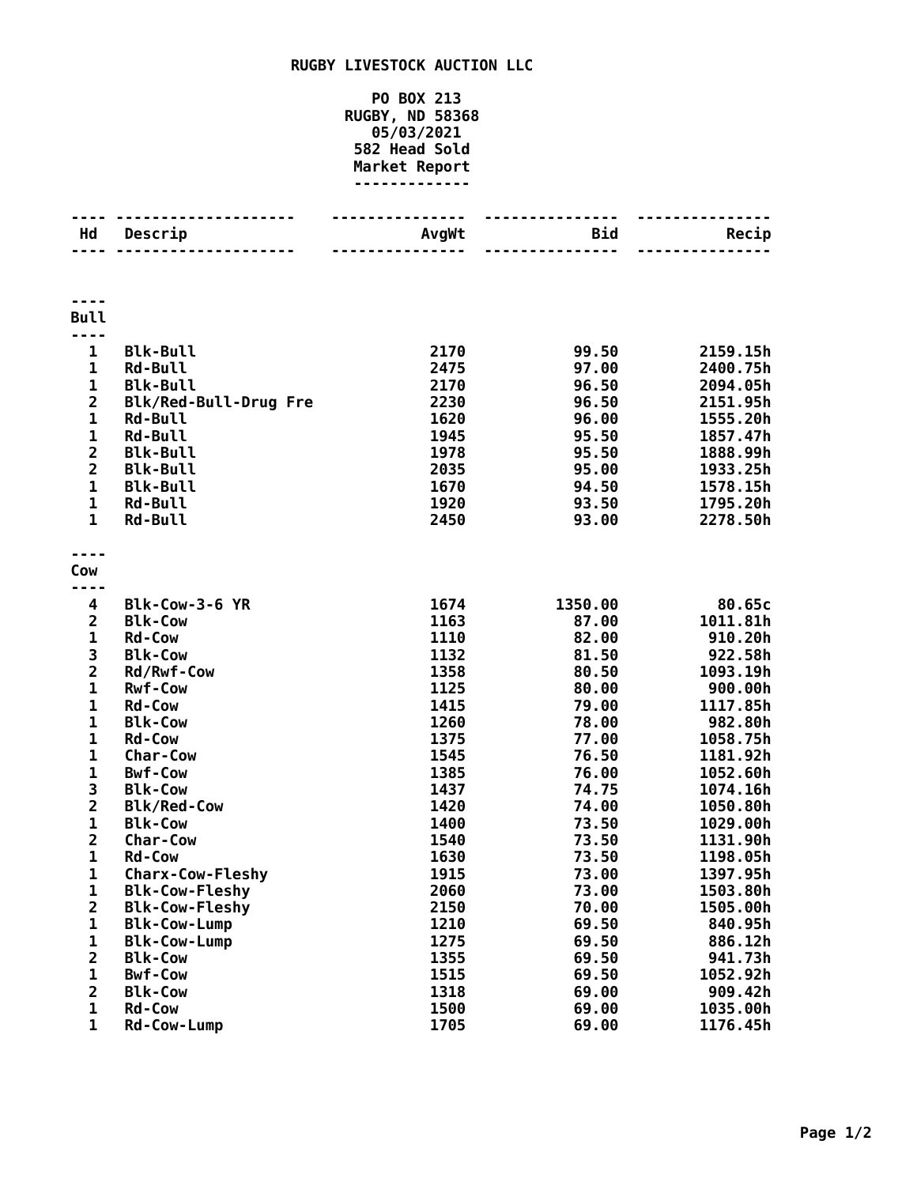**RUGBY LIVESTOCK AUCTION LLC**

**PO BOX 213**
**RUGBY, ND 58368**
**05/03/2021**
**582 Head Sold**
**Market Report**

| Hd | Descrip | AvgWt | Bid | Recip |
|---|---|---|---|---|
| **Bull** | | | | |
| 1 | Blk-Bull | 2170 | 99.50 | 2159.15h |
| 1 | Rd-Bull | 2475 | 97.00 | 2400.75h |
| 1 | Blk-Bull | 2170 | 96.50 | 2094.05h |
| 2 | Blk/Red-Bull-Drug Fre | 2230 | 96.50 | 2151.95h |
| 1 | Rd-Bull | 1620 | 96.00 | 1555.20h |
| 1 | Rd-Bull | 1945 | 95.50 | 1857.47h |
| 2 | Blk-Bull | 1978 | 95.50 | 1888.99h |
| 2 | Blk-Bull | 2035 | 95.00 | 1933.25h |
| 1 | Blk-Bull | 1670 | 94.50 | 1578.15h |
| 1 | Rd-Bull | 1920 | 93.50 | 1795.20h |
| 1 | Rd-Bull | 2450 | 93.00 | 2278.50h |
| **Cow** | | | | |
| 4 | Blk-Cow-3-6 YR | 1674 | 1350.00 | 80.65c |
| 2 | Blk-Cow | 1163 | 87.00 | 1011.81h |
| 1 | Rd-Cow | 1110 | 82.00 | 910.20h |
| 3 | Blk-Cow | 1132 | 81.50 | 922.58h |
| 2 | Rd/Rwf-Cow | 1358 | 80.50 | 1093.19h |
| 1 | Rwf-Cow | 1125 | 80.00 | 900.00h |
| 1 | Rd-Cow | 1415 | 79.00 | 1117.85h |
| 1 | Blk-Cow | 1260 | 78.00 | 982.80h |
| 1 | Rd-Cow | 1375 | 77.00 | 1058.75h |
| 1 | Char-Cow | 1545 | 76.50 | 1181.92h |
| 1 | Bwf-Cow | 1385 | 76.00 | 1052.60h |
| 3 | Blk-Cow | 1437 | 74.75 | 1074.16h |
| 2 | Blk/Red-Cow | 1420 | 74.00 | 1050.80h |
| 1 | Blk-Cow | 1400 | 73.50 | 1029.00h |
| 2 | Char-Cow | 1540 | 73.50 | 1131.90h |
| 1 | Rd-Cow | 1630 | 73.50 | 1198.05h |
| 1 | Charx-Cow-Fleshy | 1915 | 73.00 | 1397.95h |
| 1 | Blk-Cow-Fleshy | 2060 | 73.00 | 1503.80h |
| 2 | Blk-Cow-Fleshy | 2150 | 70.00 | 1505.00h |
| 1 | Blk-Cow-Lump | 1210 | 69.50 | 840.95h |
| 1 | Blk-Cow-Lump | 1275 | 69.50 | 886.12h |
| 2 | Blk-Cow | 1355 | 69.50 | 941.73h |
| 1 | Bwf-Cow | 1515 | 69.50 | 1052.92h |
| 2 | Blk-Cow | 1318 | 69.00 | 909.42h |
| 1 | Rd-Cow | 1500 | 69.00 | 1035.00h |
| 1 | Rd-Cow-Lump | 1705 | 69.00 | 1176.45h |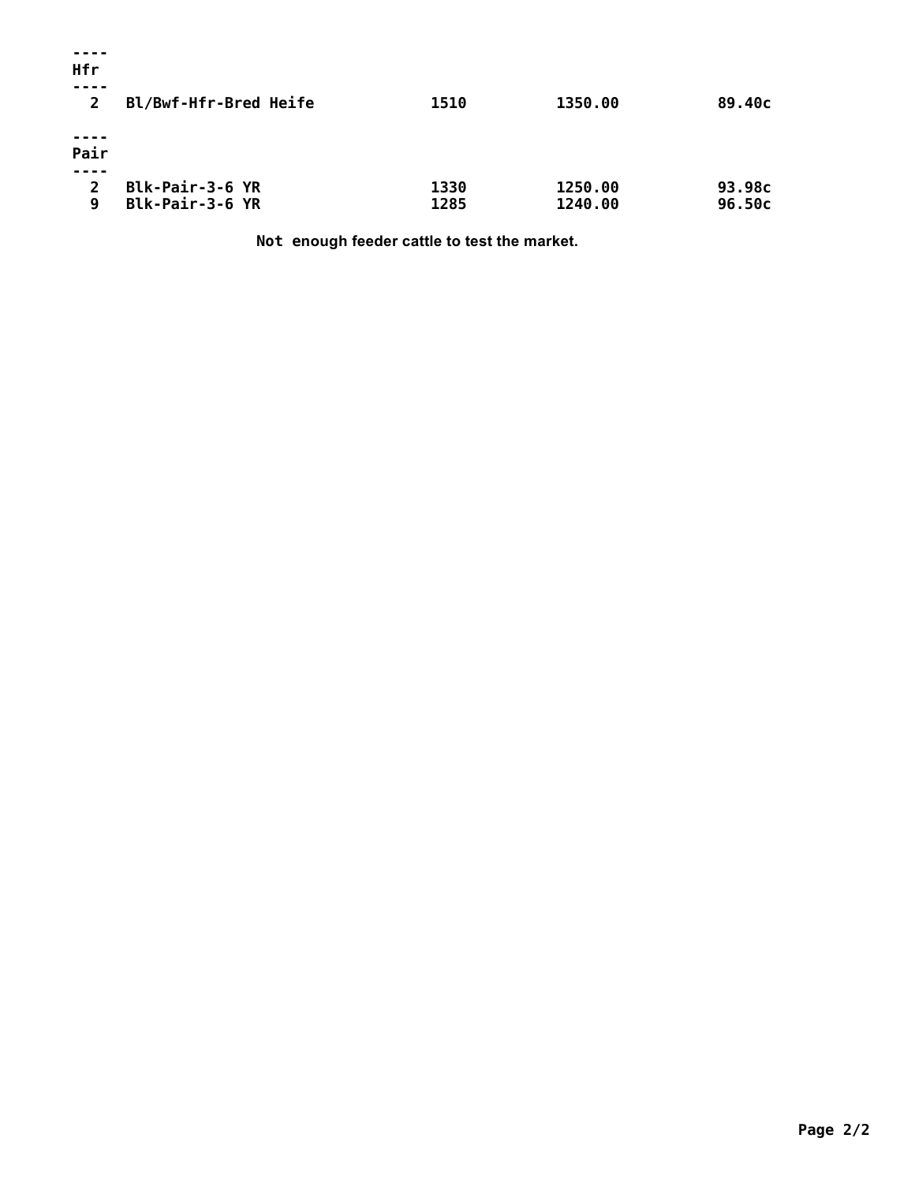| | | | | |
|---|---|---|---|---|
| **Hfr** | | | | |
| 2 | Bl/Bwf-Hfr-Bred Heife | 1510 | 1350.00 | 89.40c |
| **Pair** | | | | |
| 2 | Blk-Pair-3-6 YR | 1330 | 1250.00 | 93.98c |
| 9 | Blk-Pair-3-6 YR | 1285 | 1240.00 | 96.50c |

**Not enough feeder cattle to test the market.**